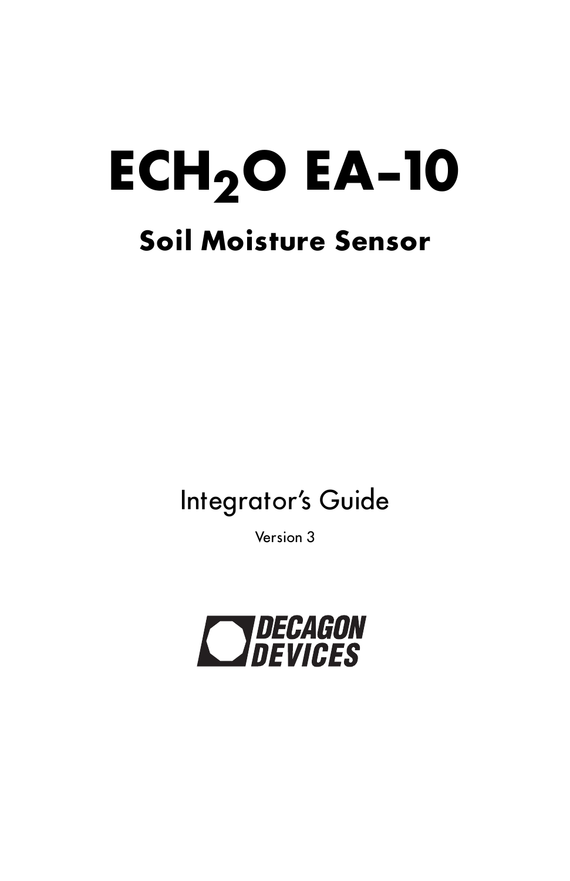# $ECH_2O$ EA-10

## Soil Moisture Sensor

Integrator's Guide

Version 3

DECAGON DEVICES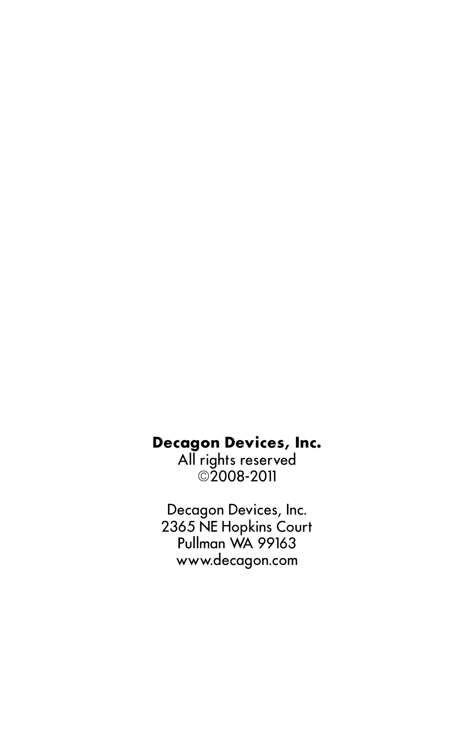**Decagon Devices, Inc.**
All rights reserved
©2008-2011

Decagon Devices, Inc.
2365 NE Hopkins Court
Pullman WA 99163
www.decagon.com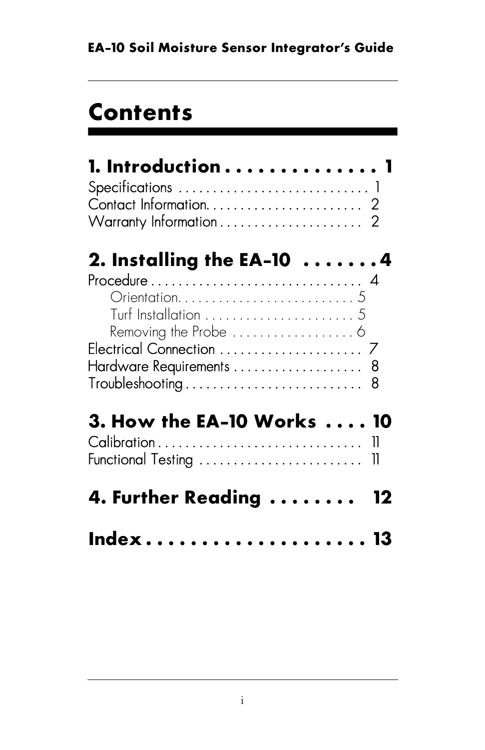# Contents

## 1. Introduction . . . . . . . . . . . . . . . 1

Specifications . . . . . . . . . . . . . . . . . . . . . . . . . . . 1
Contact Information. . . . . . . . . . . . . . . . . . . . . . 2
Warranty Information . . . . . . . . . . . . . . . . . . . . 2

## 2. Installing the EA-10 . . . . . . . . 4

Procedure . . . . . . . . . . . . . . . . . . . . . . . . . . . . . . 4
- Orientation. . . . . . . . . . . . . . . . . . . . . . . . . . 5
- Turf Installation . . . . . . . . . . . . . . . . . . . . . . 5
- Removing the Probe . . . . . . . . . . . . . . . . . . 6

Electrical Connection . . . . . . . . . . . . . . . . . . . . 7
Hardware Requirements . . . . . . . . . . . . . . . . . . 8
Troubleshooting . . . . . . . . . . . . . . . . . . . . . . . . . 8

## 3. How the EA-10 Works . . . . 10

Calibration . . . . . . . . . . . . . . . . . . . . . . . . . . . . . 11
Functional Testing . . . . . . . . . . . . . . . . . . . . . . . 11

## 4. Further Reading . . . . . . . . 12

## Index . . . . . . . . . . . . . . . . . . . . . 13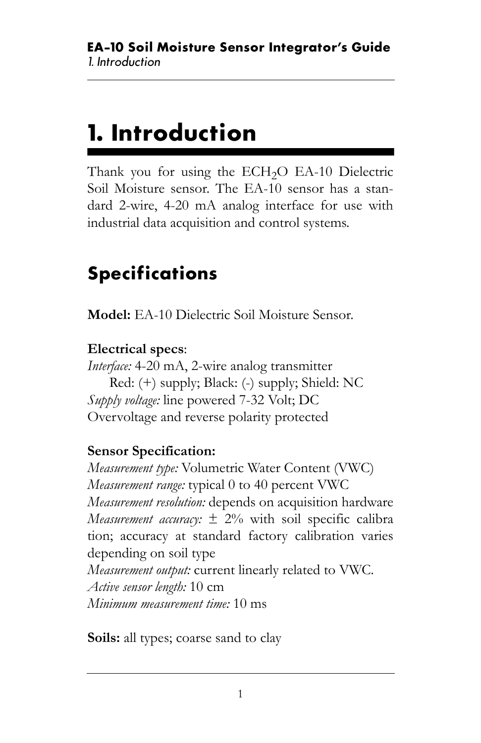# 1. Introduction

Thank you for using the $ECH_2O$ EA-10 Dielectric Soil Moisture sensor. The EA-10 sensor has a standard 2-wire, 4-20 mA analog interface for use with industrial data acquisition and control systems.

## Specifications

**Model:** EA-10 Dielectric Soil Moisture Sensor.

**Electrical specs**:
*Interface:* 4-20 mA, 2-wire analog transmitter
Red: (+) supply; Black: (-) supply; Shield: NC
*Supply voltage:* line powered 7-32 Volt; DC
Overvoltage and reverse polarity protected

**Sensor Specification:**
*Measurement type:* Volumetric Water Content (VWC)
*Measurement range:* typical 0 to 40 percent VWC
*Measurement resolution:* depends on acquisition hardware
*Measurement accuracy:* ± 2% with soil specific calibration; accuracy at standard factory calibration varies depending on soil type
*Measurement output:* current linearly related to VWC.
*Active sensor length:* 10 cm
*Minimum measurement time:* 10 ms

**Soils:** all types; coarse sand to clay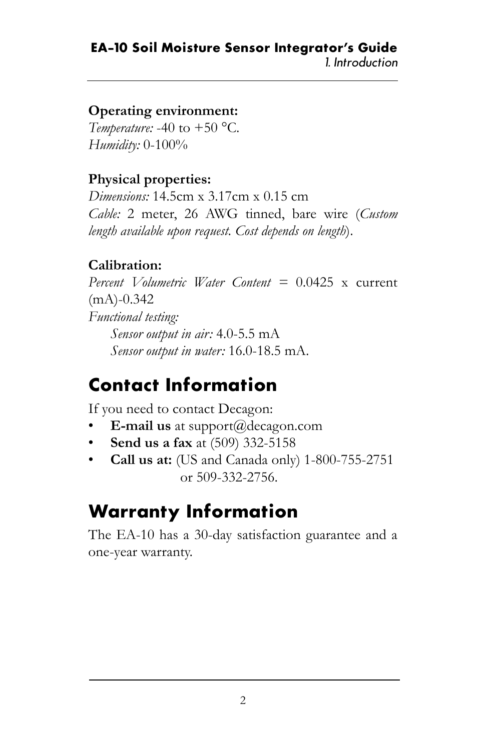**Operating environment:**
*Temperature:* -40 to +50 °C.
*Humidity:* 0-100%

**Physical properties:**
*Dimensions:* 14.5cm x 3.17cm x 0.15 cm
*Cable:* 2 meter, 26 AWG tinned, bare wire (*Custom length available upon request. Cost depends on length*).

**Calibration:**
*Percent Volumetric Water Content* = 0.0425 x current (mA)-0.342
*Functional testing:*

*Sensor output in air:* 4.0-5.5 mA
*Sensor output in water:* 16.0-18.5 mA.

## Contact Information

If you need to contact Decagon:

- **E-mail us** at support@decagon.com
- **Send us a fax** at (509) 332-5158
- **Call us at:** (US and Canada only) 1-800-755-2751 or 509-332-2756.

## Warranty Information

The EA-10 has a 30-day satisfaction guarantee and a one-year warranty.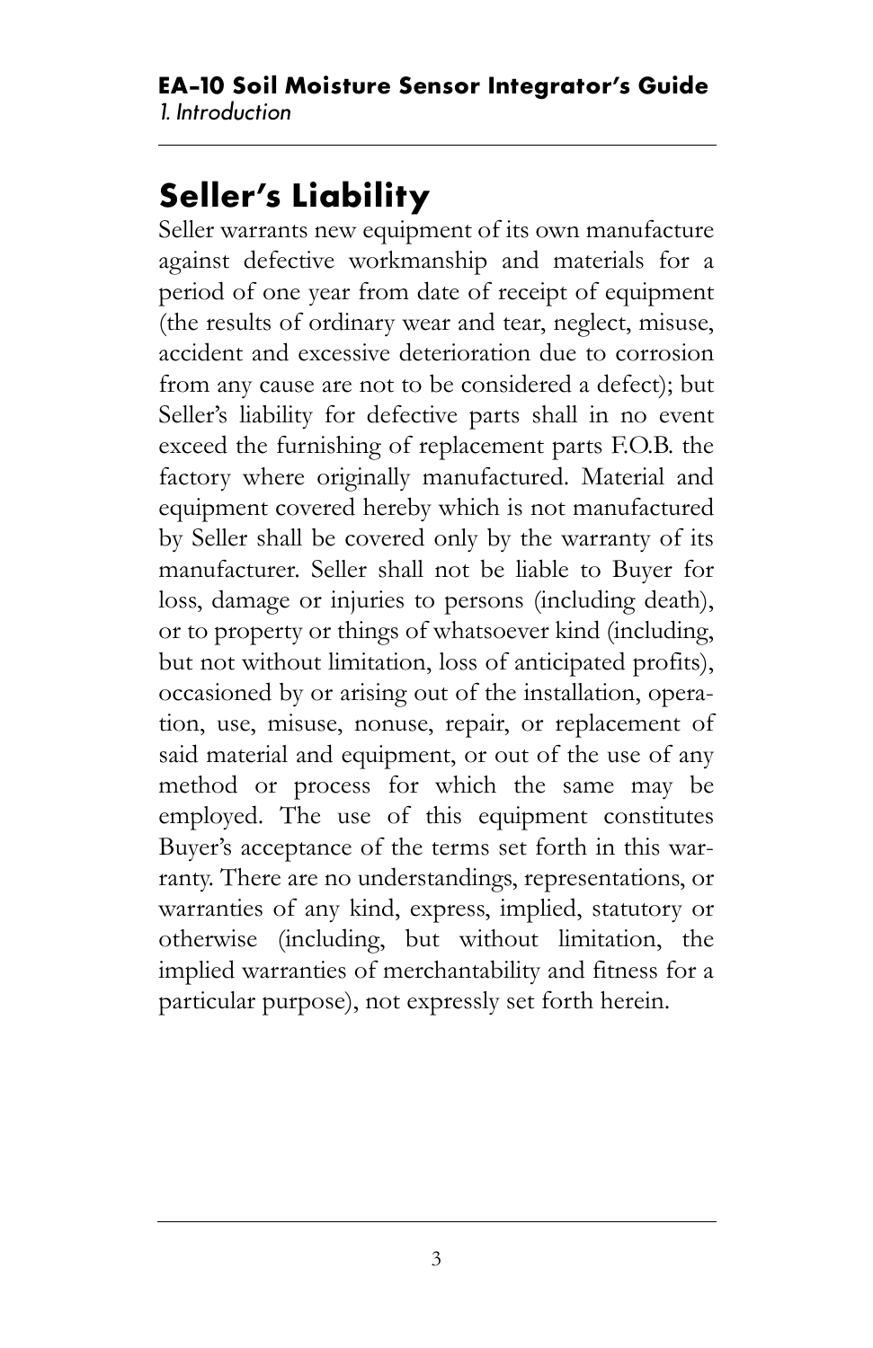## Seller's Liability

Seller warrants new equipment of its own manufacture against defective workmanship and materials for a period of one year from date of receipt of equipment (the results of ordinary wear and tear, neglect, misuse, accident and excessive deterioration due to corrosion from any cause are not to be considered a defect); but Seller's liability for defective parts shall in no event exceed the furnishing of replacement parts F.O.B. the factory where originally manufactured. Material and equipment covered hereby which is not manufactured by Seller shall be covered only by the warranty of its manufacturer. Seller shall not be liable to Buyer for loss, damage or injuries to persons (including death), or to property or things of whatsoever kind (including, but not without limitation, loss of anticipated profits), occasioned by or arising out of the installation, operation, use, misuse, nonuse, repair, or replacement of said material and equipment, or out of the use of any method or process for which the same may be employed. The use of this equipment constitutes Buyer's acceptance of the terms set forth in this warranty. There are no understandings, representations, or warranties of any kind, express, implied, statutory or otherwise (including, but without limitation, the implied warranties of merchantability and fitness for a particular purpose), not expressly set forth herein.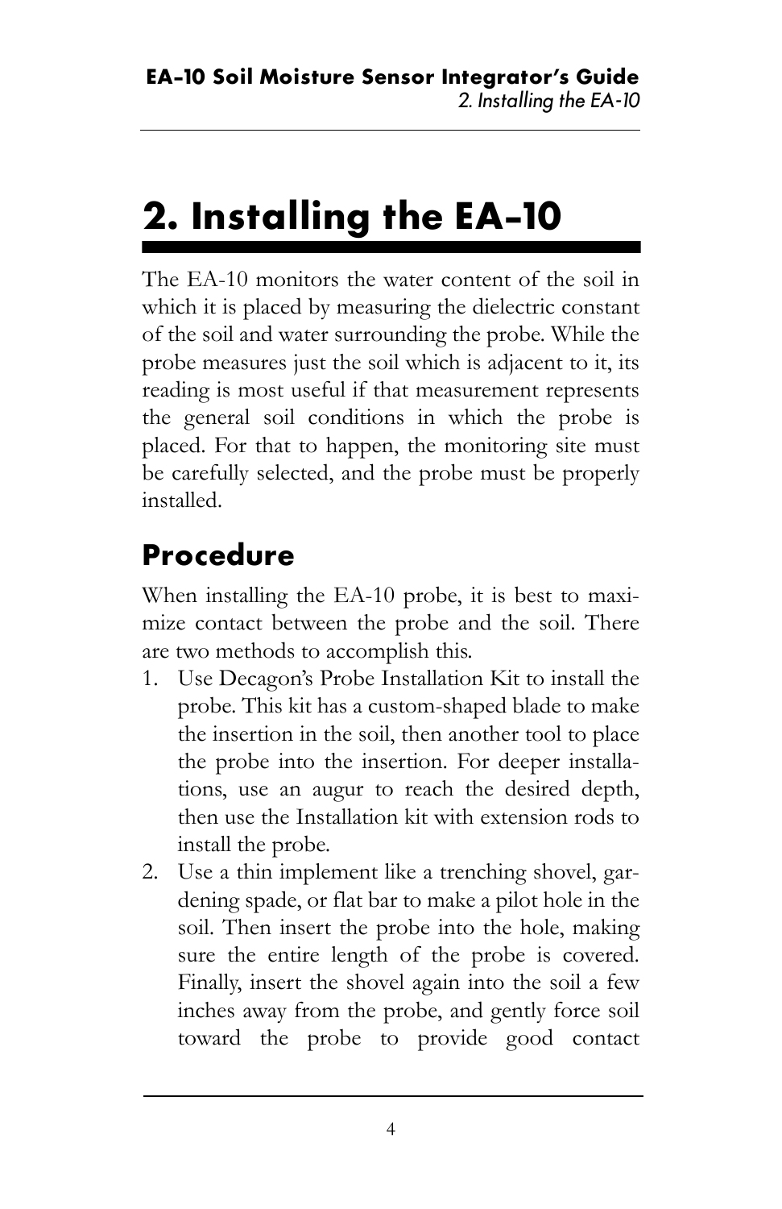# 2. Installing the EA-10

The EA-10 monitors the water content of the soil in which it is placed by measuring the dielectric constant of the soil and water surrounding the probe. While the probe measures just the soil which is adjacent to it, its reading is most useful if that measurement represents the general soil conditions in which the probe is placed. For that to happen, the monitoring site must be carefully selected, and the probe must be properly installed.

## Procedure

When installing the EA-10 probe, it is best to maximize contact between the probe and the soil. There are two methods to accomplish this.

1. Use Decagon's Probe Installation Kit to install the probe. This kit has a custom-shaped blade to make the insertion in the soil, then another tool to place the probe into the insertion. For deeper installations, use an augur to reach the desired depth, then use the Installation kit with extension rods to install the probe.
2. Use a thin implement like a trenching shovel, gardening spade, or flat bar to make a pilot hole in the soil. Then insert the probe into the hole, making sure the entire length of the probe is covered. Finally, insert the shovel again into the soil a few inches away from the probe, and gently force soil toward the probe to provide good contact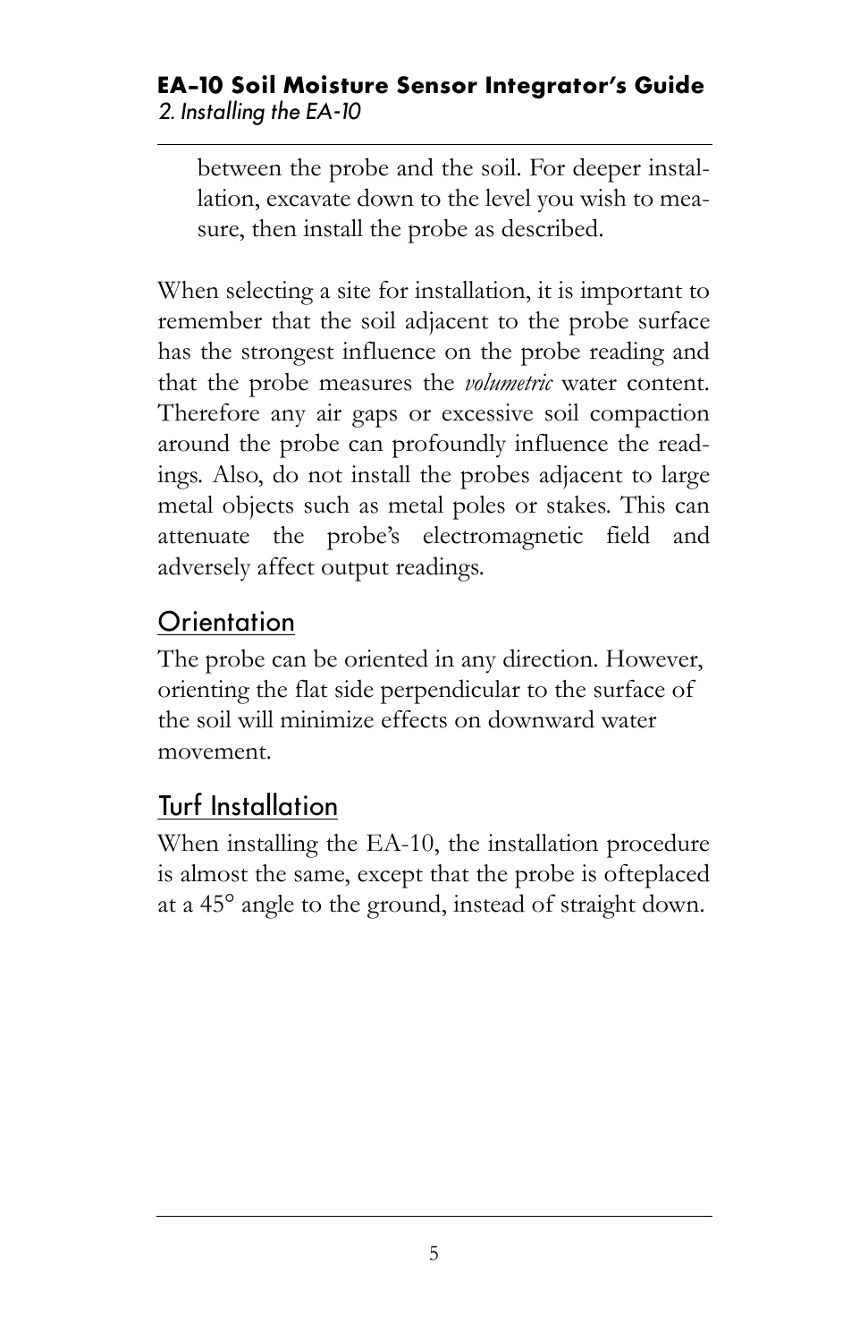between the probe and the soil. For deeper installation, excavate down to the level you wish to measure, then install the probe as described.

When selecting a site for installation, it is important to remember that the soil adjacent to the probe surface has the strongest influence on the probe reading and that the probe measures the *volumetric* water content. Therefore any air gaps or excessive soil compaction around the probe can profoundly influence the readings. Also, do not install the probes adjacent to large metal objects such as metal poles or stakes. This can attenuate the probe's electromagnetic field and adversely affect output readings.

## Orientation

The probe can be oriented in any direction. However, orienting the flat side perpendicular to the surface of the soil will minimize effects on downward water movement.

## Turf Installation

When installing the EA-10, the installation procedure is almost the same, except that the probe is ofteplaced at a 45° angle to the ground, instead of straight down.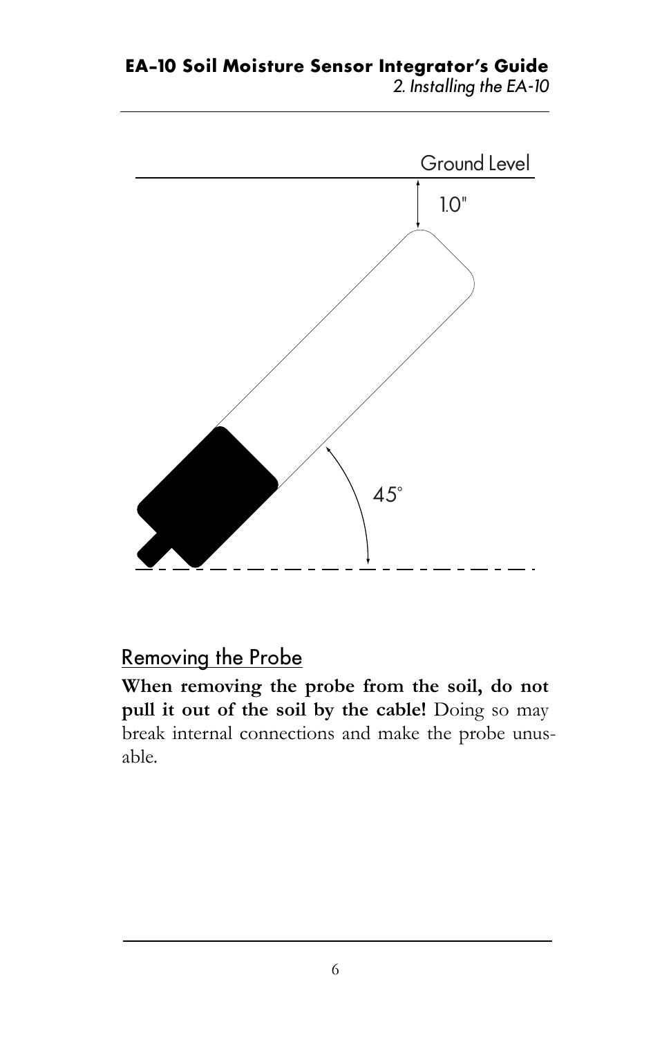Ground Level

1.0"

45°

## Removing the Probe

**When removing the probe from the soil, do not pull it out of the soil by the cable!** Doing so may break internal connections and make the probe unusable.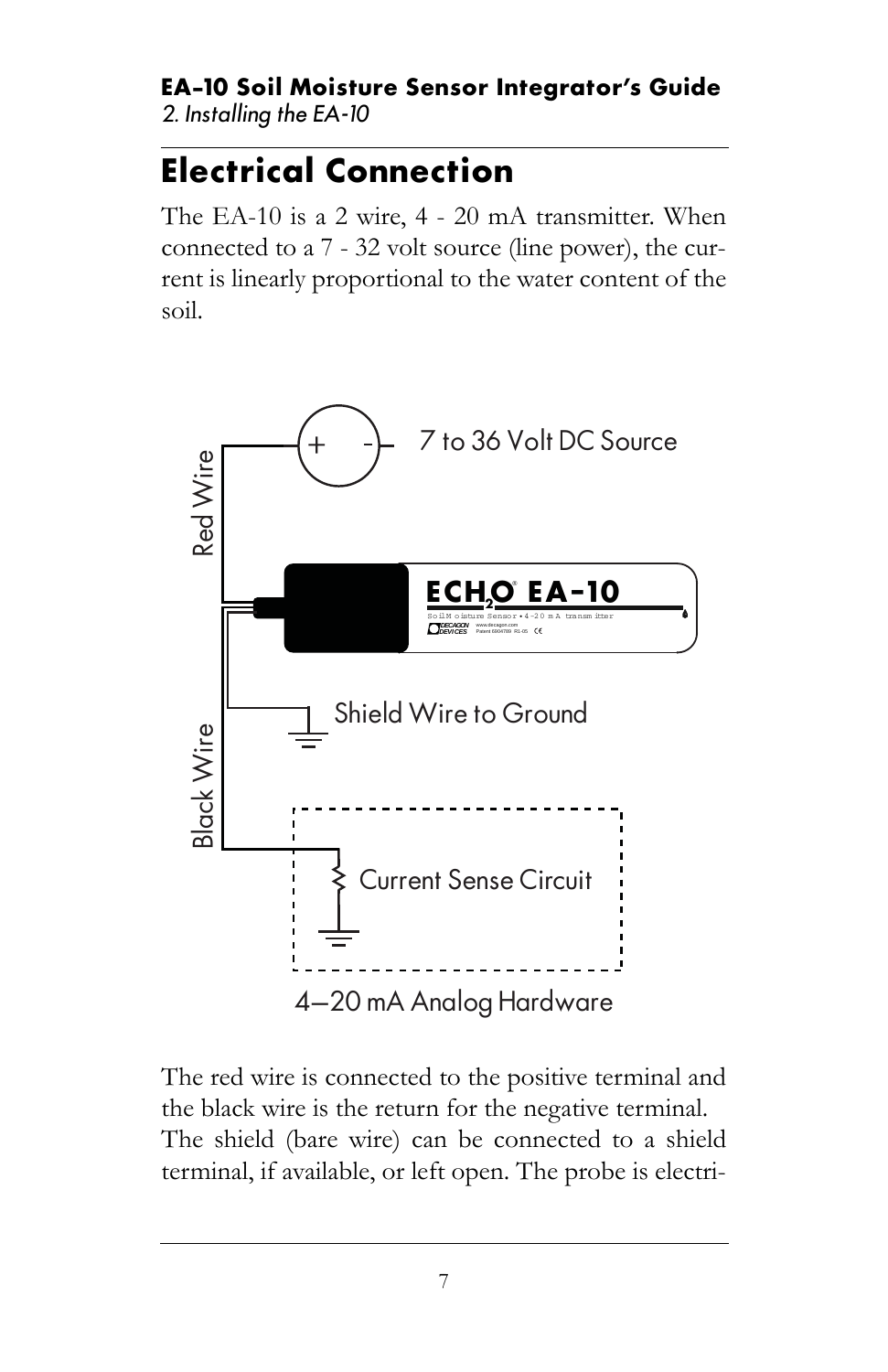## Electrical Connection

The EA-10 is a 2 wire, 4 - 20 mA transmitter. When connected to a 7 - 32 volt source (line power), the current is linearly proportional to the water content of the soil.

Red Wire

7 to 36 Volt DC Source

ECH2O EA-10

Shield Wire to Ground

Black Wire

Current Sense Circuit

4—20 mA Analog Hardware

The red wire is connected to the positive terminal and the black wire is the return for the negative terminal. The shield (bare wire) can be connected to a shield terminal, if available, or left open. The probe is electri-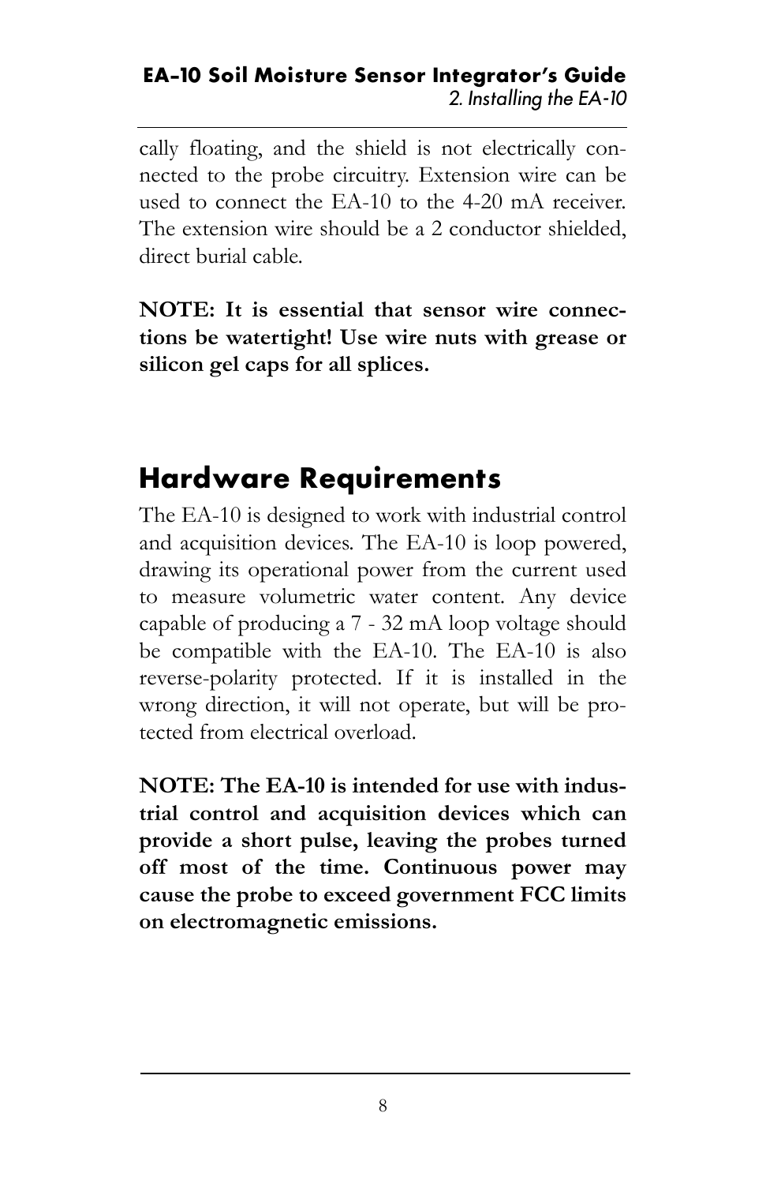cally floating, and the shield is not electrically connected to the probe circuitry. Extension wire can be used to connect the EA-10 to the 4-20 mA receiver. The extension wire should be a 2 conductor shielded, direct burial cable.

**NOTE: It is essential that sensor wire connections be watertight! Use wire nuts with grease or silicon gel caps for all splices.**

## Hardware Requirements

The EA-10 is designed to work with industrial control and acquisition devices. The EA-10 is loop powered, drawing its operational power from the current used to measure volumetric water content. Any device capable of producing a 7 - 32 mA loop voltage should be compatible with the EA-10. The EA-10 is also reverse-polarity protected. If it is installed in the wrong direction, it will not operate, but will be protected from electrical overload.

**NOTE: The EA-10 is intended for use with industrial control and acquisition devices which can provide a short pulse, leaving the probes turned off most of the time. Continuous power may cause the probe to exceed government FCC limits on electromagnetic emissions.**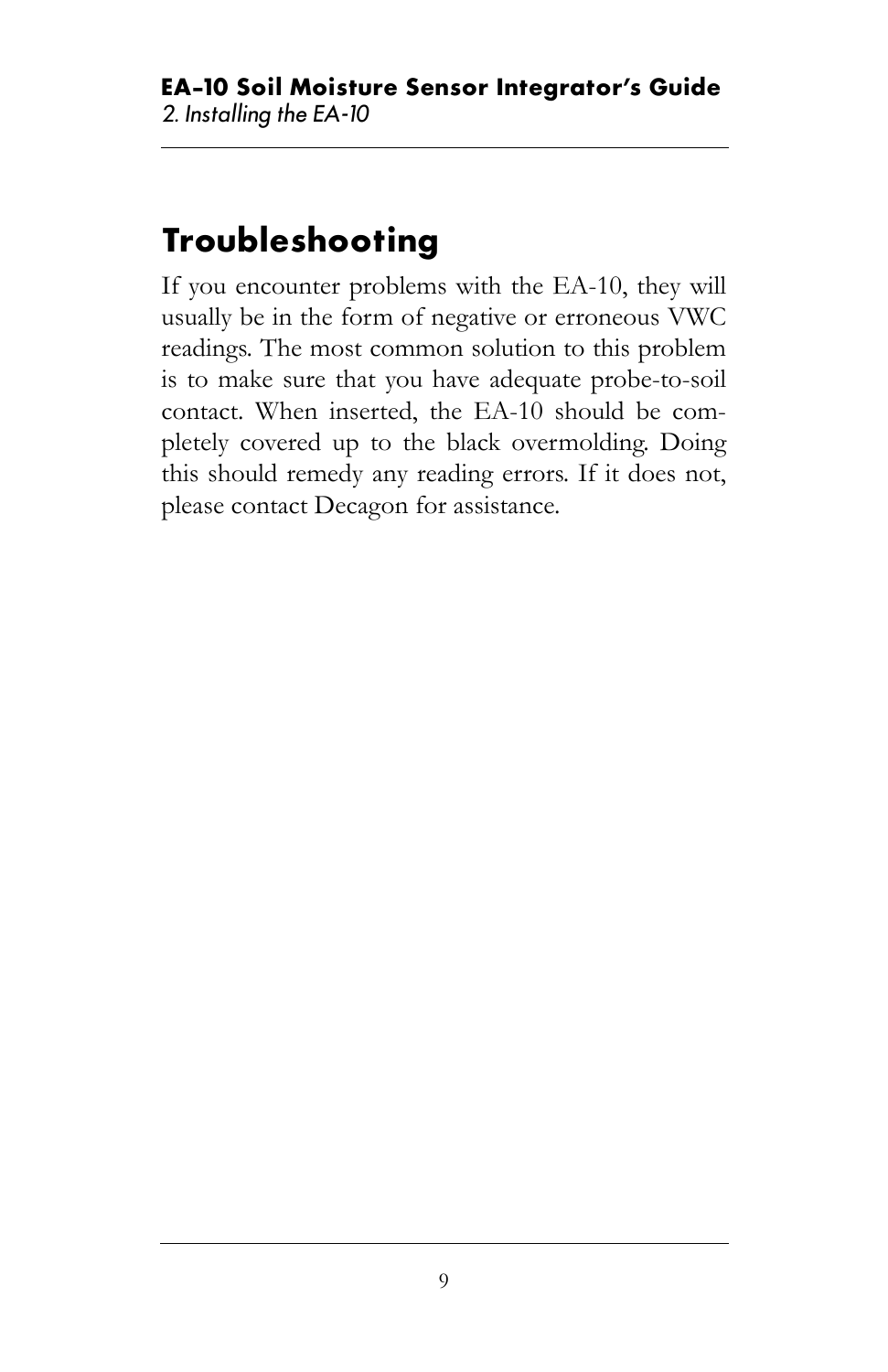## Troubleshooting

If you encounter problems with the EA-10, they will usually be in the form of negative or erroneous VWC readings. The most common solution to this problem is to make sure that you have adequate probe-to-soil contact. When inserted, the EA-10 should be completely covered up to the black overmolding. Doing this should remedy any reading errors. If it does not, please contact Decagon for assistance.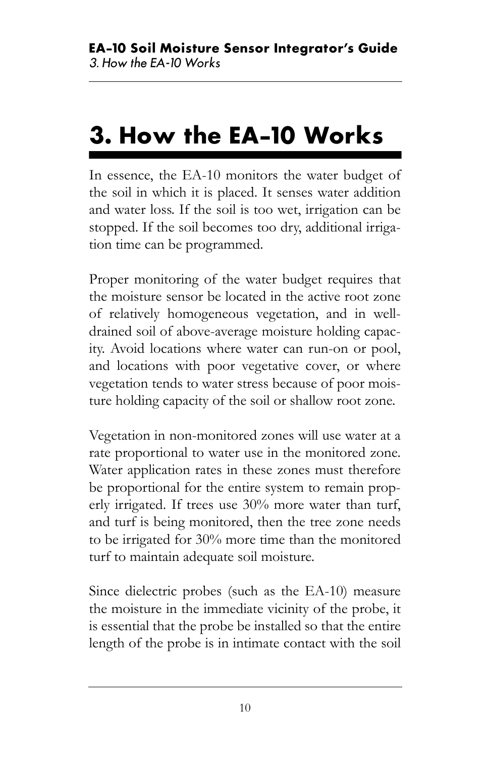# 3. How the EA-10 Works

In essence, the EA-10 monitors the water budget of the soil in which it is placed. It senses water addition and water loss. If the soil is too wet, irrigation can be stopped. If the soil becomes too dry, additional irrigation time can be programmed.

Proper monitoring of the water budget requires that the moisture sensor be located in the active root zone of relatively homogeneous vegetation, and in well-drained soil of above-average moisture holding capacity. Avoid locations where water can run-on or pool, and locations with poor vegetative cover, or where vegetation tends to water stress because of poor moisture holding capacity of the soil or shallow root zone.

Vegetation in non-monitored zones will use water at a rate proportional to water use in the monitored zone. Water application rates in these zones must therefore be proportional for the entire system to remain properly irrigated. If trees use 30% more water than turf, and turf is being monitored, then the tree zone needs to be irrigated for 30% more time than the monitored turf to maintain adequate soil moisture.

Since dielectric probes (such as the EA-10) measure the moisture in the immediate vicinity of the probe, it is essential that the probe be installed so that the entire length of the probe is in intimate contact with the soil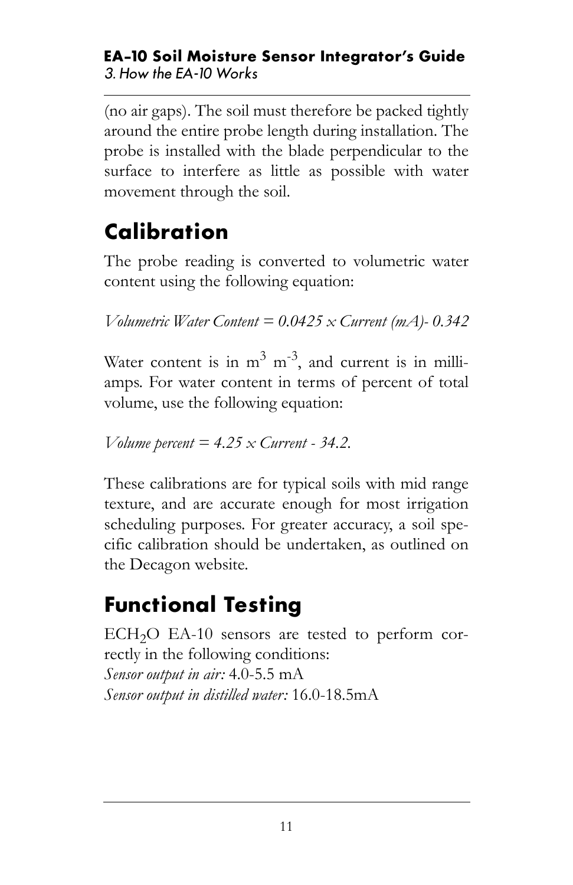(no air gaps). The soil must therefore be packed tightly around the entire probe length during installation. The probe is installed with the blade perpendicular to the surface to interfere as little as possible with water movement through the soil.

## Calibration

The probe reading is converted to volumetric water content using the following equation:

*Volumetric Water Content = 0.0425 × Current (mA)- 0.342*

Water content is in $m^3\ m^{-3}$, and current is in milli-amps. For water content in terms of percent of total volume, use the following equation:

*Volume percent = 4.25 × Current - 34.2.*

These calibrations are for typical soils with mid range texture, and are accurate enough for most irrigation scheduling purposes. For greater accuracy, a soil specific calibration should be undertaken, as outlined on the Decagon website.

## Functional Testing

$ECH_2O$ EA-10 sensors are tested to perform correctly in the following conditions:
*Sensor output in air:* 4.0-5.5 mA
*Sensor output in distilled water:* 16.0-18.5mA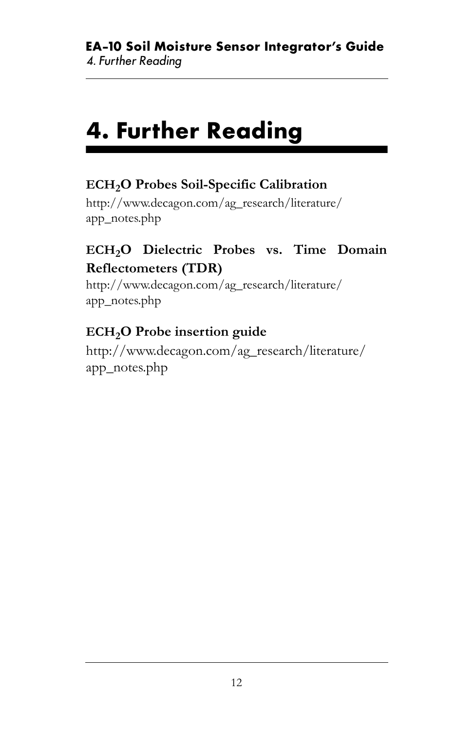# 4. Further Reading

**ECH$_2$O Probes Soil-Specific Calibration**

http://www.decagon.com/ag_research/literature/app_notes.php

**ECH$_2$O Dielectric Probes vs. Time Domain Reflectometers (TDR)**

http://www.decagon.com/ag_research/literature/app_notes.php

**ECH$_2$O Probe insertion guide**

http://www.decagon.com/ag_research/literature/app_notes.php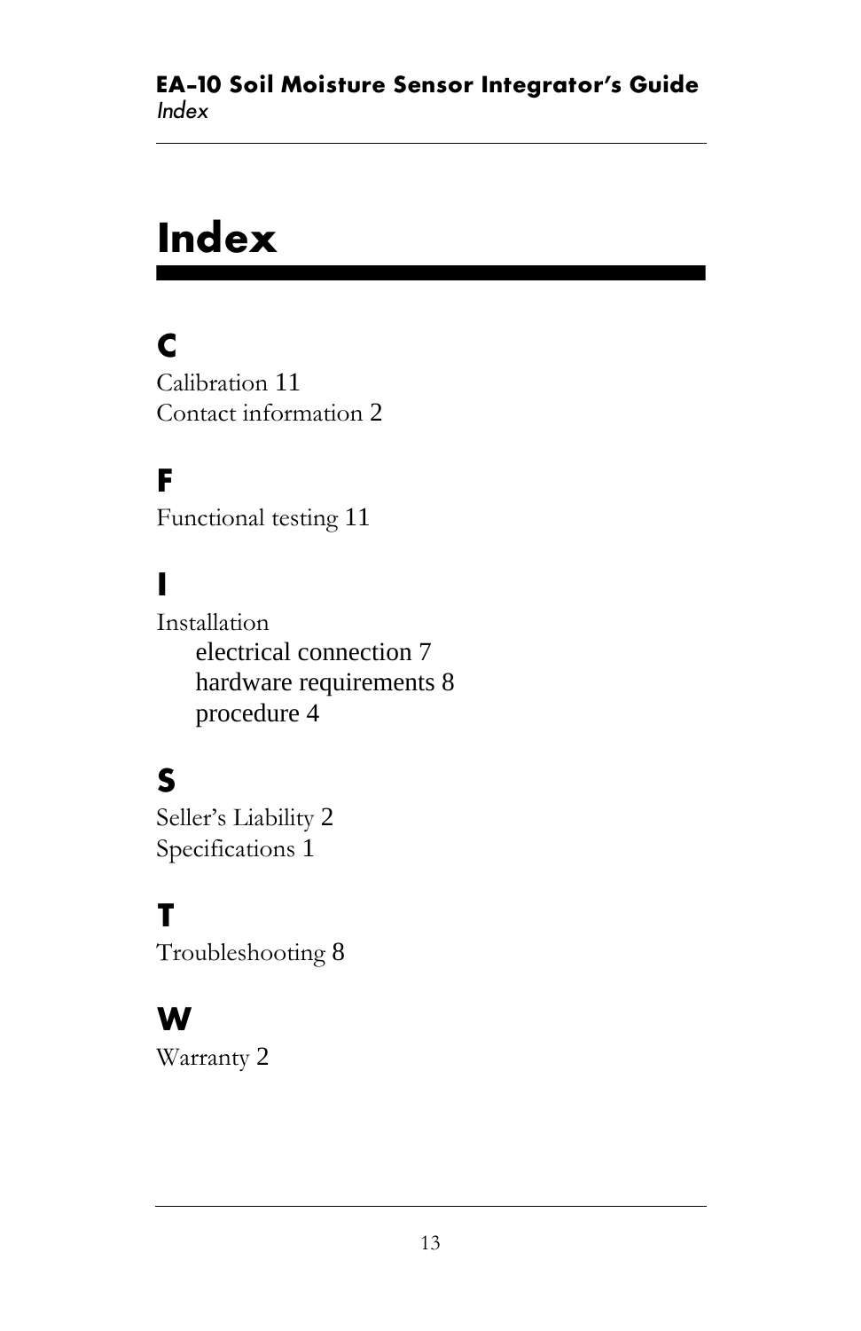# Index

## C

Calibration 11
Contact information 2

## F

Functional testing 11

## I

Installation
- electrical connection 7
- hardware requirements 8
- procedure 4

## S

Seller's Liability 2
Specifications 1

## T

Troubleshooting 8

## W

Warranty 2